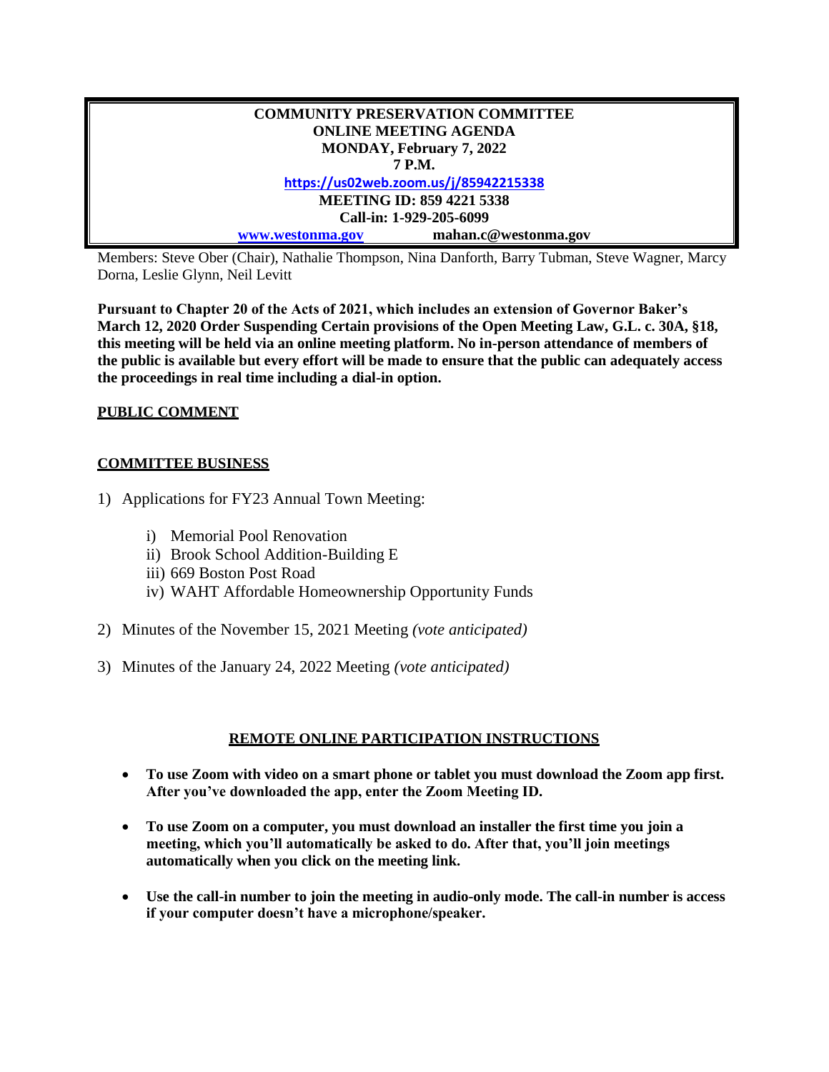**COMMUNITY PRESERVATION COMMITTEE**
**ONLINE MEETING AGENDA**
**MONDAY, February 7, 2022**
**7 P.M.**
**https://us02web.zoom.us/j/85942215338**
**MEETING ID: 859 4221 5338**
**Call-in: 1-929-205-6099**
**www.westonma.gov** **mahan.c@westonma.gov**

Members: Steve Ober (Chair), Nathalie Thompson, Nina Danforth, Barry Tubman, Steve Wagner, Marcy Dorna, Leslie Glynn, Neil Levitt

**Pursuant to Chapter 20 of the Acts of 2021, which includes an extension of Governor Baker's March 12, 2020 Order Suspending Certain provisions of the Open Meeting Law, G.L. c. 30A, §18, this meeting will be held via an online meeting platform. No in-person attendance of members of the public is available but every effort will be made to ensure that the public can adequately access the proceedings in real time including a dial-in option.**

**PUBLIC COMMENT**

**COMMITTEE BUSINESS**

1) Applications for FY23 Annual Town Meeting:
   i) Memorial Pool Renovation
   ii) Brook School Addition-Building E
   iii) 669 Boston Post Road
   iv) WAHT Affordable Homeownership Opportunity Funds

2) Minutes of the November 15, 2021 Meeting *(vote anticipated)*

3) Minutes of the January 24, 2022 Meeting *(vote anticipated)*

**REMOTE ONLINE PARTICIPATION INSTRUCTIONS**

- **To use Zoom with video on a smart phone or tablet you must download the Zoom app first. After you've downloaded the app, enter the Zoom Meeting ID.**
- **To use Zoom on a computer, you must download an installer the first time you join a meeting, which you'll automatically be asked to do. After that, you'll join meetings automatically when you click on the meeting link.**
- **Use the call-in number to join the meeting in audio-only mode. The call-in number is access if your computer doesn't have a microphone/speaker.**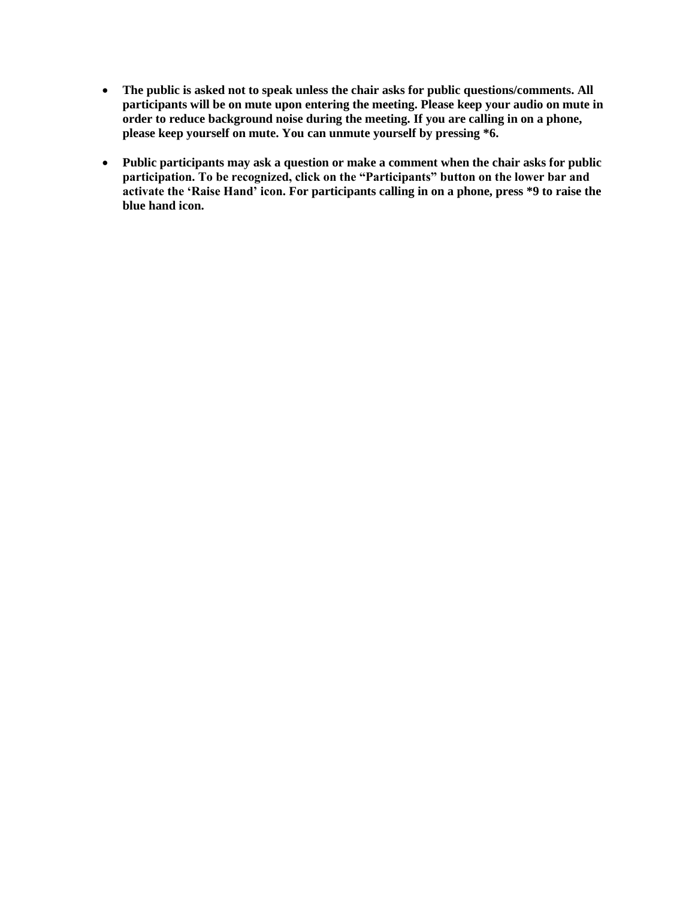- **The public is asked not to speak unless the chair asks for public questions/comments. All participants will be on mute upon entering the meeting. Please keep your audio on mute in order to reduce background noise during the meeting. If you are calling in on a phone, please keep yourself on mute. You can unmute yourself by pressing *6.**

- **Public participants may ask a question or make a comment when the chair asks for public participation. To be recognized, click on the "Participants" button on the lower bar and activate the 'Raise Hand' icon. For participants calling in on a phone, press *9 to raise the blue hand icon.**